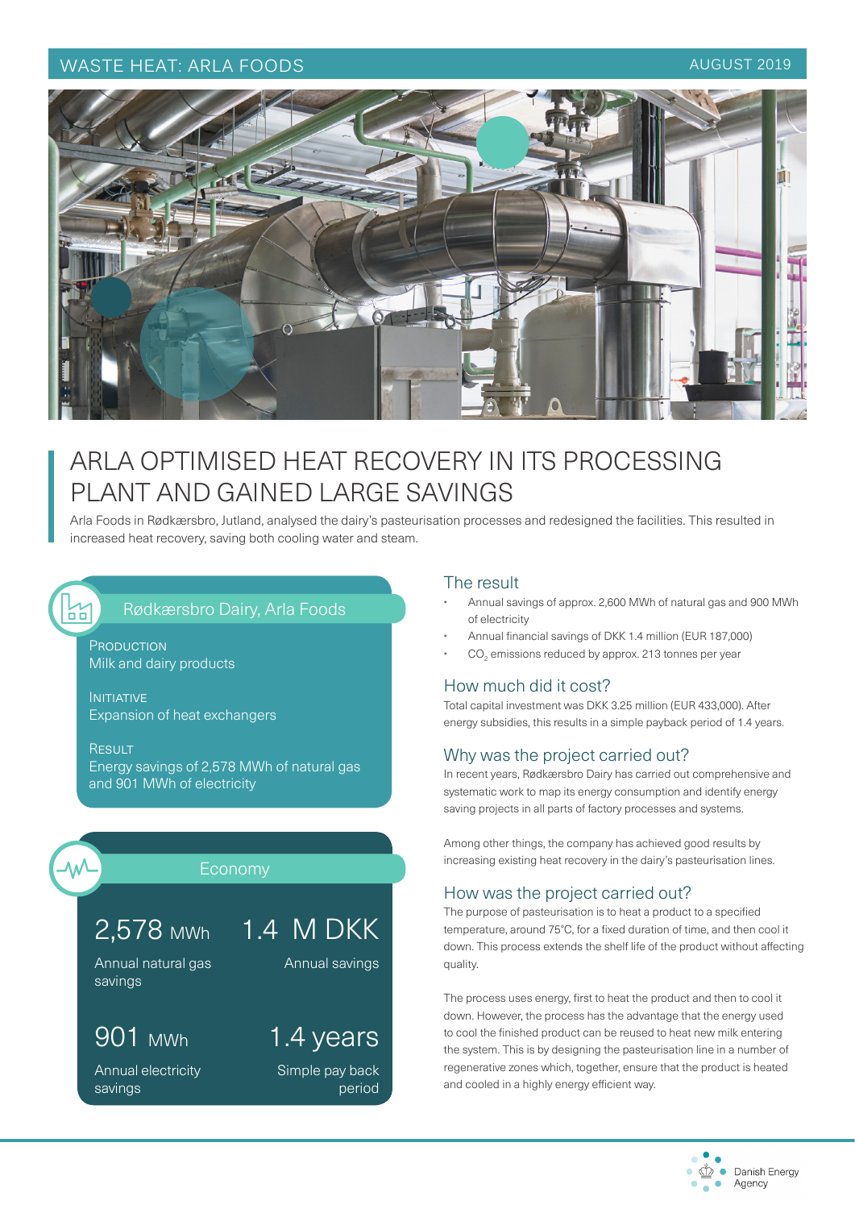WASTE HEAT: ARLA FOODS

AUGUST 2019

# ARLA OPTIMISED HEAT RECOVERY IN ITS PROCESSING PLANT AND GAINED LARGE SAVINGS

Arla Foods in Rødkærsbro, Jutland, analysed the dairy's pasteurisation processes and redesigned the facilities. This resulted in increased heat recovery, saving both cooling water and steam.

## Rødkærsbro Dairy, Arla Foods

**PRODUCTION**
Milk and dairy products

**INITIATIVE**
Expansion of heat exchangers

**RESULT**
Energy savings of 2,578 MWh of natural gas and 901 MWh of electricity

## Economy

**2,578 MWh**
Annual natural gas savings

**1.4 M DKK**
Annual savings

**901 MWh**
Annual electricity savings

**1.4 years**
Simple pay back period

## The result

- Annual savings of approx. 2,600 MWh of natural gas and 900 MWh of electricity
- Annual financial savings of DKK 1.4 million (EUR 187,000)
- $CO_2$ emissions reduced by approx. 213 tonnes per year

## How much did it cost?

Total capital investment was DKK 3.25 million (EUR 433,000). After energy subsidies, this results in a simple payback period of 1.4 years.

## Why was the project carried out?

In recent years, Rødkærsbro Dairy has carried out comprehensive and systematic work to map its energy consumption and identify energy saving projects in all parts of factory processes and systems.

Among other things, the company has achieved good results by increasing existing heat recovery in the dairy's pasteurisation lines.

## How was the project carried out?

The purpose of pasteurisation is to heat a product to a specified temperature, around 75°C, for a fixed duration of time, and then cool it down. This process extends the shelf life of the product without affecting quality.

The process uses energy, first to heat the product and then to cool it down. However, the process has the advantage that the energy used to cool the finished product can be reused to heat new milk entering the system. This is by designing the pasteurisation line in a number of regenerative zones which, together, ensure that the product is heated and cooled in a highly energy efficient way.

Danish Energy Agency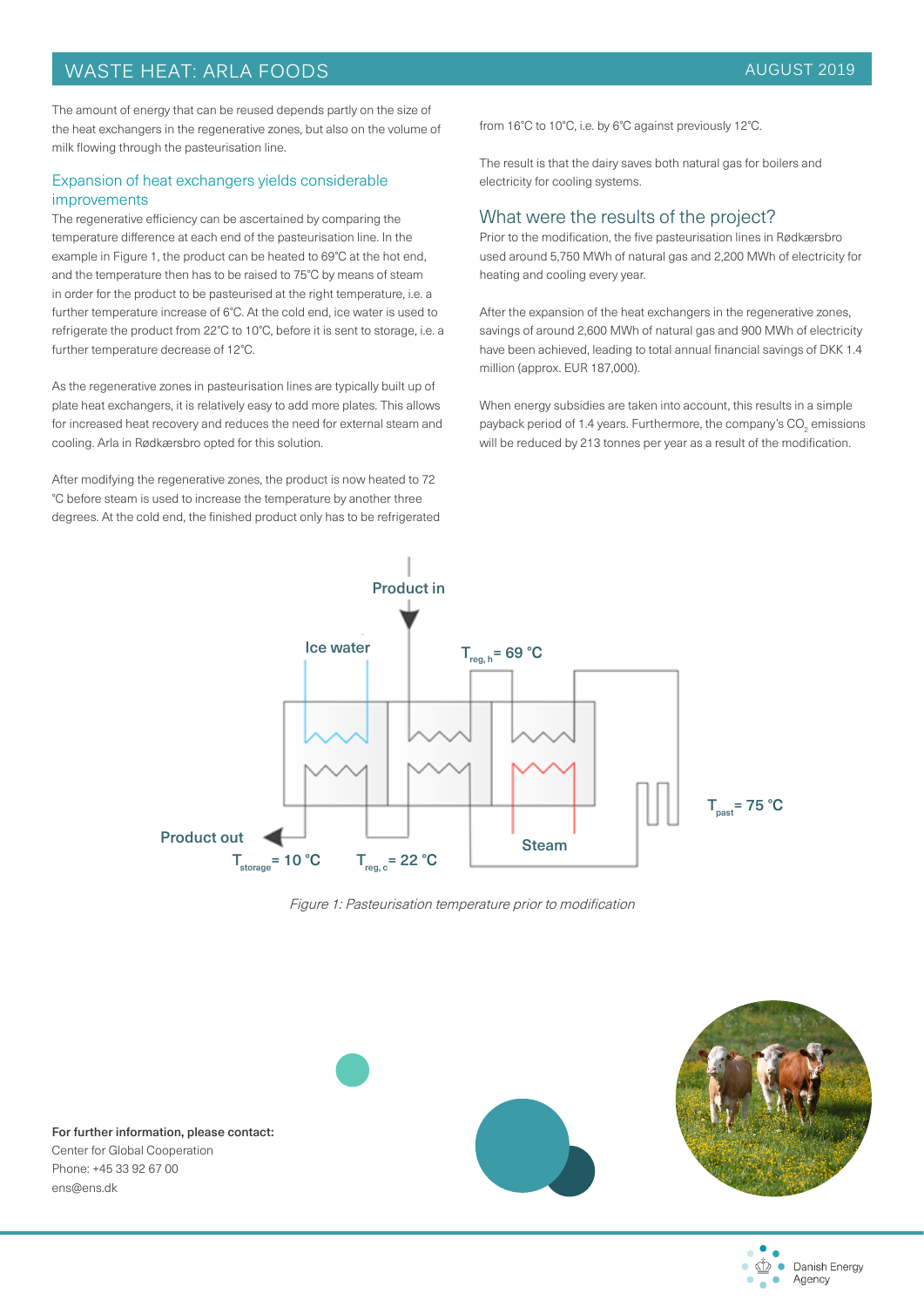The amount of energy that can be reused depends partly on the size of the heat exchangers in the regenerative zones, but also on the volume of milk flowing through the pasteurisation line.

## Expansion of heat exchangers yields considerable improvements

The regenerative efficiency can be ascertained by comparing the temperature difference at each end of the pasteurisation line. In the example in Figure 1, the product can be heated to 69°C at the hot end, and the temperature then has to be raised to 75°C by means of steam in order for the product to be pasteurised at the right temperature, i.e. a further temperature increase of 6°C. At the cold end, ice water is used to refrigerate the product from 22°C to 10°C, before it is sent to storage, i.e. a further temperature decrease of 12°C.

As the regenerative zones in pasteurisation lines are typically built up of plate heat exchangers, it is relatively easy to add more plates. This allows for increased heat recovery and reduces the need for external steam and cooling. Arla in Rødkærsbro opted for this solution.

After modifying the regenerative zones, the product is now heated to 72 °C before steam is used to increase the temperature by another three degrees. At the cold end, the finished product only has to be refrigerated from 16°C to 10°C, i.e. by 6°C against previously 12°C.

The result is that the dairy saves both natural gas for boilers and electricity for cooling systems.

## What were the results of the project?

Prior to the modification, the five pasteurisation lines in Rødkærsbro used around 5,750 MWh of natural gas and 2,200 MWh of electricity for heating and cooling every year.

After the expansion of the heat exchangers in the regenerative zones, savings of around 2,600 MWh of natural gas and 900 MWh of electricity have been achieved, leading to total annual financial savings of DKK 1.4 million (approx. EUR 187,000).

When energy subsidies are taken into account, this results in a simple payback period of 1.4 years. Furthermore, the company's $CO_2$ emissions will be reduced by 213 tonnes per year as a result of the modification.

Product in

Ice water

$T_{reg, h}$ = 69 °C

$T_{past}$ = 75 °C

Product out

Steam

$T_{storage}$ = 10 °C

$T_{reg, c}$ = 22 °C

*Figure 1: Pasteurisation temperature prior to modification*

**For further information, please contact:**
Center for Global Cooperation
Phone: +45 33 92 67 00
ens@ens.dk

Danish Energy Agency